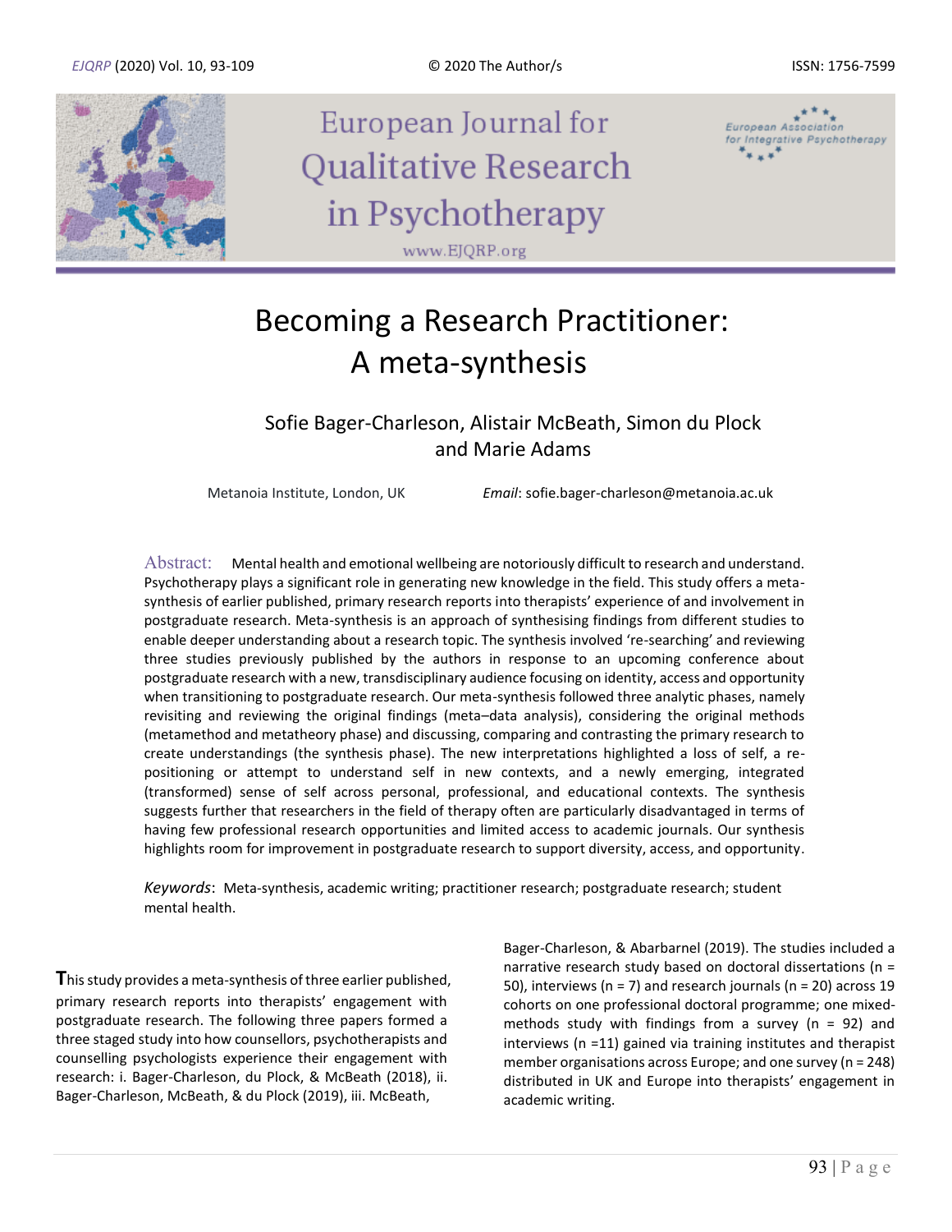# Becoming a Research Practitioner: A meta-synthesis

Sofie Bager-Charleson, Alistair McBeath, Simon du Plock and Marie Adams

Metanoia Institute, London, UK

*Email*: sofie.bager-charleson@metanoia.ac.uk

**Abstract:** Mental health and emotional wellbeing are notoriously difficult to research and understand. Psychotherapy plays a significant role in generating new knowledge in the field. This study offers a meta-synthesis of earlier published, primary research reports into therapists' experience of and involvement in postgraduate research. Meta-synthesis is an approach of synthesising findings from different studies to enable deeper understanding about a research topic. The synthesis involved 're-searching' and reviewing three studies previously published by the authors in response to an upcoming conference about postgraduate research with a new, transdisciplinary audience focusing on identity, access and opportunity when transitioning to postgraduate research. Our meta-synthesis followed three analytic phases, namely revisiting and reviewing the original findings (meta–data analysis), considering the original methods (metamethod and metatheory phase) and discussing, comparing and contrasting the primary research to create understandings (the synthesis phase). The new interpretations highlighted a loss of self, a re-positioning or attempt to understand self in new contexts, and a newly emerging, integrated (transformed) sense of self across personal, professional, and educational contexts. The synthesis suggests further that researchers in the field of therapy often are particularly disadvantaged in terms of having few professional research opportunities and limited access to academic journals. Our synthesis highlights room for improvement in postgraduate research to support diversity, access, and opportunity.

*Keywords*: Meta-synthesis, academic writing; practitioner research; postgraduate research; student mental health.

This study provides a meta-synthesis of three earlier published, primary research reports into therapists' engagement with postgraduate research. The following three papers formed a three staged study into how counsellors, psychotherapists and counselling psychologists experience their engagement with research: i. Bager-Charleson, du Plock, & McBeath (2018), ii. Bager-Charleson, McBeath, & du Plock (2019), iii. McBeath, Bager-Charleson, & Abarbarnel (2019). The studies included a narrative research study based on doctoral dissertations (n = 50), interviews (n = 7) and research journals (n = 20) across 19 cohorts on one professional doctoral programme; one mixed-methods study with findings from a survey (n = 92) and interviews (n =11) gained via training institutes and therapist member organisations across Europe; and one survey (n = 248) distributed in UK and Europe into therapists' engagement in academic writing.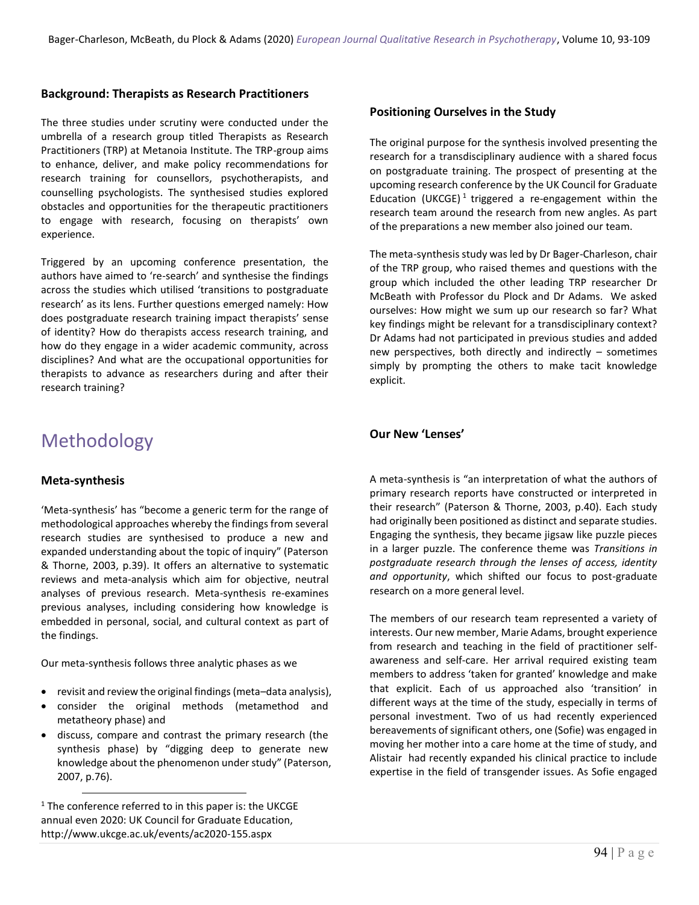### Background: Therapists as Research Practitioners

The three studies under scrutiny were conducted under the umbrella of a research group titled Therapists as Research Practitioners (TRP) at Metanoia Institute. The TRP-group aims to enhance, deliver, and make policy recommendations for research training for counsellors, psychotherapists, and counselling psychologists. The synthesised studies explored obstacles and opportunities for the therapeutic practitioners to engage with research, focusing on therapists' own experience.

Triggered by an upcoming conference presentation, the authors have aimed to 're-search' and synthesise the findings across the studies which utilised 'transitions to postgraduate research' as its lens. Further questions emerged namely: How does postgraduate research training impact therapists' sense of identity? How do therapists access research training, and how do they engage in a wider academic community, across disciplines? And what are the occupational opportunities for therapists to advance as researchers during and after their research training?

## Methodology

### Meta-synthesis

'Meta-synthesis' has "become a generic term for the range of methodological approaches whereby the findings from several research studies are synthesised to produce a new and expanded understanding about the topic of inquiry" (Paterson & Thorne, 2003, p.39). It offers an alternative to systematic reviews and meta-analysis which aim for objective, neutral analyses of previous research. Meta-synthesis re-examines previous analyses, including considering how knowledge is embedded in personal, social, and cultural context as part of the findings.

Our meta-synthesis follows three analytic phases as we

- revisit and review the original findings (meta–data analysis),
- consider the original methods (metamethod and metatheory phase) and
- discuss, compare and contrast the primary research (the synthesis phase) by "digging deep to generate new knowledge about the phenomenon under study" (Paterson, 2007, p.76).

[1] The conference referred to in this paper is: the UKCGE annual even 2020: UK Council for Graduate Education, http://www.ukcge.ac.uk/events/ac2020-155.aspx

### Positioning Ourselves in the Study

The original purpose for the synthesis involved presenting the research for a transdisciplinary audience with a shared focus on postgraduate training. The prospect of presenting at the upcoming research conference by the UK Council for Graduate Education (UKCGE)[1] triggered a re-engagement within the research team around the research from new angles. As part of the preparations a new member also joined our team.

The meta-synthesis study was led by Dr Bager-Charleson, chair of the TRP group, who raised themes and questions with the group which included the other leading TRP researcher Dr McBeath with Professor du Plock and Dr Adams. We asked ourselves: How might we sum up our research so far? What key findings might be relevant for a transdisciplinary context? Dr Adams had not participated in previous studies and added new perspectives, both directly and indirectly – sometimes simply by prompting the others to make tacit knowledge explicit.

### Our New 'Lenses'

A meta-synthesis is "an interpretation of what the authors of primary research reports have constructed or interpreted in their research" (Paterson & Thorne, 2003, p.40). Each study had originally been positioned as distinct and separate studies. Engaging the synthesis, they became jigsaw like puzzle pieces in a larger puzzle. The conference theme was *Transitions in postgraduate research through the lenses of access, identity and opportunity*, which shifted our focus to post-graduate research on a more general level.

The members of our research team represented a variety of interests. Our new member, Marie Adams, brought experience from research and teaching in the field of practitioner self-awareness and self-care. Her arrival required existing team members to address 'taken for granted' knowledge and make that explicit. Each of us approached also 'transition' in different ways at the time of the study, especially in terms of personal investment. Two of us had recently experienced bereavements of significant others, one (Sofie) was engaged in moving her mother into a care home at the time of study, and Alistair had recently expanded his clinical practice to include expertise in the field of transgender issues. As Sofie engaged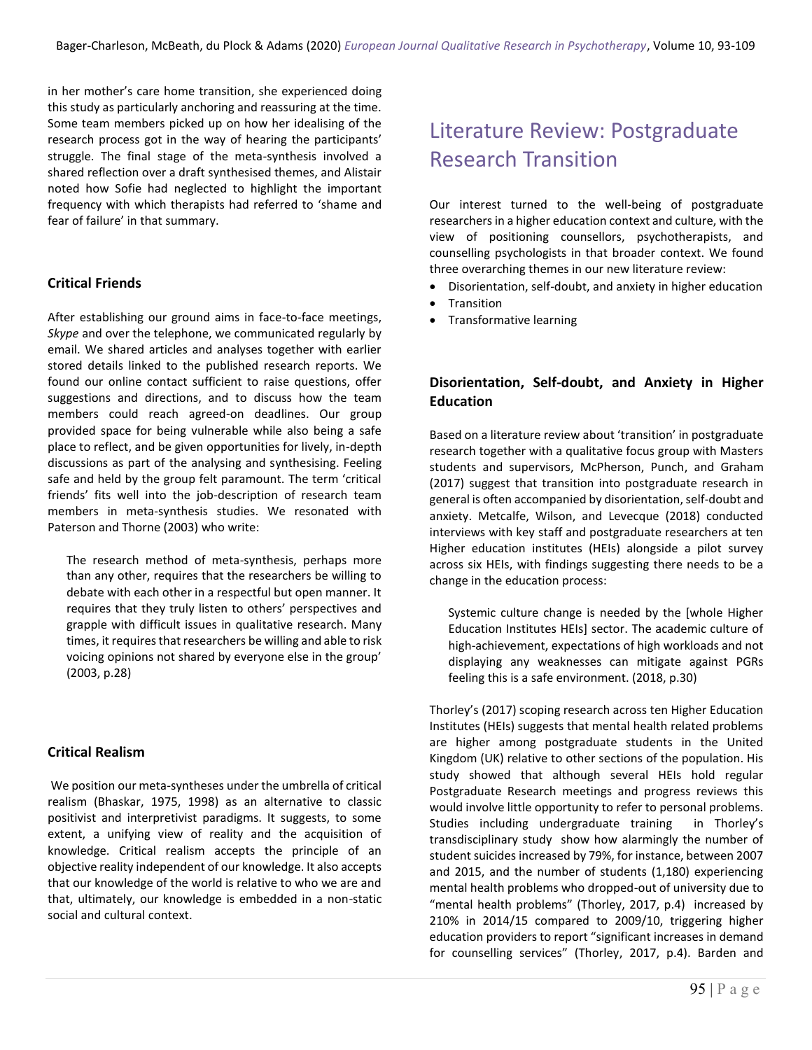in her mother's care home transition, she experienced doing this study as particularly anchoring and reassuring at the time. Some team members picked up on how her idealising of the research process got in the way of hearing the participants' struggle. The final stage of the meta-synthesis involved a shared reflection over a draft synthesised themes, and Alistair noted how Sofie had neglected to highlight the important frequency with which therapists had referred to 'shame and fear of failure' in that summary.

### Critical Friends

After establishing our ground aims in face-to-face meetings, *Skype* and over the telephone, we communicated regularly by email. We shared articles and analyses together with earlier stored details linked to the published research reports. We found our online contact sufficient to raise questions, offer suggestions and directions, and to discuss how the team members could reach agreed-on deadlines. Our group provided space for being vulnerable while also being a safe place to reflect, and be given opportunities for lively, in-depth discussions as part of the analysing and synthesising. Feeling safe and held by the group felt paramount. The term 'critical friends' fits well into the job-description of research team members in meta-synthesis studies. We resonated with Paterson and Thorne (2003) who write:

> The research method of meta-synthesis, perhaps more than any other, requires that the researchers be willing to debate with each other in a respectful but open manner. It requires that they truly listen to others' perspectives and grapple with difficult issues in qualitative research. Many times, it requires that researchers be willing and able to risk voicing opinions not shared by everyone else in the group' (2003, p.28)

### Critical Realism

We position our meta-syntheses under the umbrella of critical realism (Bhaskar, 1975, 1998) as an alternative to classic positivist and interpretivist paradigms. It suggests, to some extent, a unifying view of reality and the acquisition of knowledge. Critical realism accepts the principle of an objective reality independent of our knowledge. It also accepts that our knowledge of the world is relative to who we are and that, ultimately, our knowledge is embedded in a non-static social and cultural context.

## Literature Review: Postgraduate Research Transition

Our interest turned to the well-being of postgraduate researchers in a higher education context and culture, with the view of positioning counsellors, psychotherapists, and counselling psychologists in that broader context. We found three overarching themes in our new literature review:

- Disorientation, self-doubt, and anxiety in higher education
- Transition
- Transformative learning

### Disorientation, Self-doubt, and Anxiety in Higher Education

Based on a literature review about 'transition' in postgraduate research together with a qualitative focus group with Masters students and supervisors, McPherson, Punch, and Graham (2017) suggest that transition into postgraduate research in general is often accompanied by disorientation, self-doubt and anxiety. Metcalfe, Wilson, and Levecque (2018) conducted interviews with key staff and postgraduate researchers at ten Higher education institutes (HEIs) alongside a pilot survey across six HEIs, with findings suggesting there needs to be a change in the education process:

> Systemic culture change is needed by the [whole Higher Education Institutes HEIs] sector. The academic culture of high-achievement, expectations of high workloads and not displaying any weaknesses can mitigate against PGRs feeling this is a safe environment. (2018, p.30)

Thorley's (2017) scoping research across ten Higher Education Institutes (HEIs) suggests that mental health related problems are higher among postgraduate students in the United Kingdom (UK) relative to other sections of the population. His study showed that although several HEIs hold regular Postgraduate Research meetings and progress reviews this would involve little opportunity to refer to personal problems. Studies including undergraduate training in Thorley's transdisciplinary study show how alarmingly the number of student suicides increased by 79%, for instance, between 2007 and 2015, and the number of students (1,180) experiencing mental health problems who dropped-out of university due to "mental health problems" (Thorley, 2017, p.4) increased by 210% in 2014/15 compared to 2009/10, triggering higher education providers to report "significant increases in demand for counselling services" (Thorley, 2017, p.4). Barden and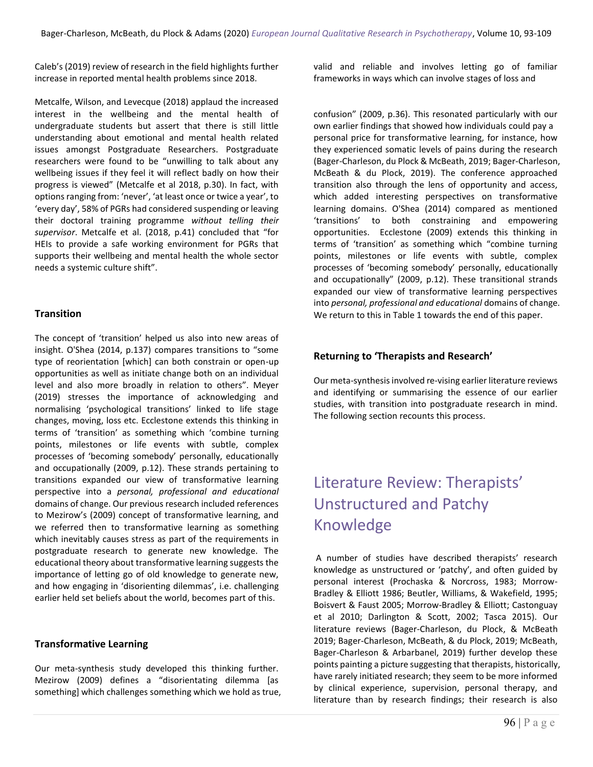Caleb's (2019) review of research in the field highlights further increase in reported mental health problems since 2018.

Metcalfe, Wilson, and Levecque (2018) applaud the increased interest in the wellbeing and the mental health of undergraduate students but assert that there is still little understanding about emotional and mental health related issues amongst Postgraduate Researchers. Postgraduate researchers were found to be "unwilling to talk about any wellbeing issues if they feel it will reflect badly on how their progress is viewed" (Metcalfe et al 2018, p.30). In fact, with options ranging from: 'never', 'at least once or twice a year', to 'every day', 58% of PGRs had considered suspending or leaving their doctoral training programme *without telling their supervisor*. Metcalfe et al. (2018, p.41) concluded that "for HEIs to provide a safe working environment for PGRs that supports their wellbeing and mental health the whole sector needs a systemic culture shift".

### Transition

The concept of 'transition' helped us also into new areas of insight. O'Shea (2014, p.137) compares transitions to "some type of reorientation [which] can both constrain or open-up opportunities as well as initiate change both on an individual level and also more broadly in relation to others". Meyer (2019) stresses the importance of acknowledging and normalising 'psychological transitions' linked to life stage changes, moving, loss etc. Ecclestone extends this thinking in terms of 'transition' as something which 'combine turning points, milestones or life events with subtle, complex processes of 'becoming somebody' personally, educationally and occupationally (2009, p.12). These strands pertaining to transitions expanded our view of transformative learning perspective into a *personal, professional and educational* domains of change. Our previous research included references to Mezirow's (2009) concept of transformative learning, and we referred then to transformative learning as something which inevitably causes stress as part of the requirements in postgraduate research to generate new knowledge. The educational theory about transformative learning suggests the importance of letting go of old knowledge to generate new, and how engaging in 'disorienting dilemmas', i.e. challenging earlier held set beliefs about the world, becomes part of this.

### Transformative Learning

Our meta-synthesis study developed this thinking further. Mezirow (2009) defines a "disorientating dilemma [as something] which challenges something which we hold as true, valid and reliable and involves letting go of familiar frameworks in ways which can involve stages of loss and confusion" (2009, p.36). This resonated particularly with our own earlier findings that showed how individuals could pay a personal price for transformative learning, for instance, how they experienced somatic levels of pains during the research (Bager-Charleson, du Plock & McBeath, 2019; Bager-Charleson, McBeath & du Plock, 2019). The conference approached transition also through the lens of opportunity and access, which added interesting perspectives on transformative learning domains. O'Shea (2014) compared as mentioned 'transitions' to both constraining and empowering opportunities. Ecclestone (2009) extends this thinking in terms of 'transition' as something which "combine turning points, milestones or life events with subtle, complex processes of 'becoming somebody' personally, educationally and occupationally" (2009, p.12). These transitional strands expanded our view of transformative learning perspectives into *personal, professional and educational* domains of change. We return to this in Table 1 towards the end of this paper.

### Returning to 'Therapists and Research'

Our meta-synthesis involved re-vising earlier literature reviews and identifying or summarising the essence of our earlier studies, with transition into postgraduate research in mind. The following section recounts this process.

## Literature Review: Therapists' Unstructured and Patchy Knowledge

A number of studies have described therapists' research knowledge as unstructured or 'patchy', and often guided by personal interest (Prochaska & Norcross, 1983; Morrow-Bradley & Elliott 1986; Beutler, Williams, & Wakefield, 1995; Boisvert & Faust 2005; Morrow-Bradley & Elliott; Castonguay et al 2010; Darlington & Scott, 2002; Tasca 2015). Our literature reviews (Bager-Charleson, du Plock, & McBeath 2019; Bager-Charleson, McBeath, & du Plock, 2019; McBeath, Bager-Charleson & Arbarbanel, 2019) further develop these points painting a picture suggesting that therapists, historically, have rarely initiated research; they seem to be more informed by clinical experience, supervision, personal therapy, and literature than by research findings; their research is also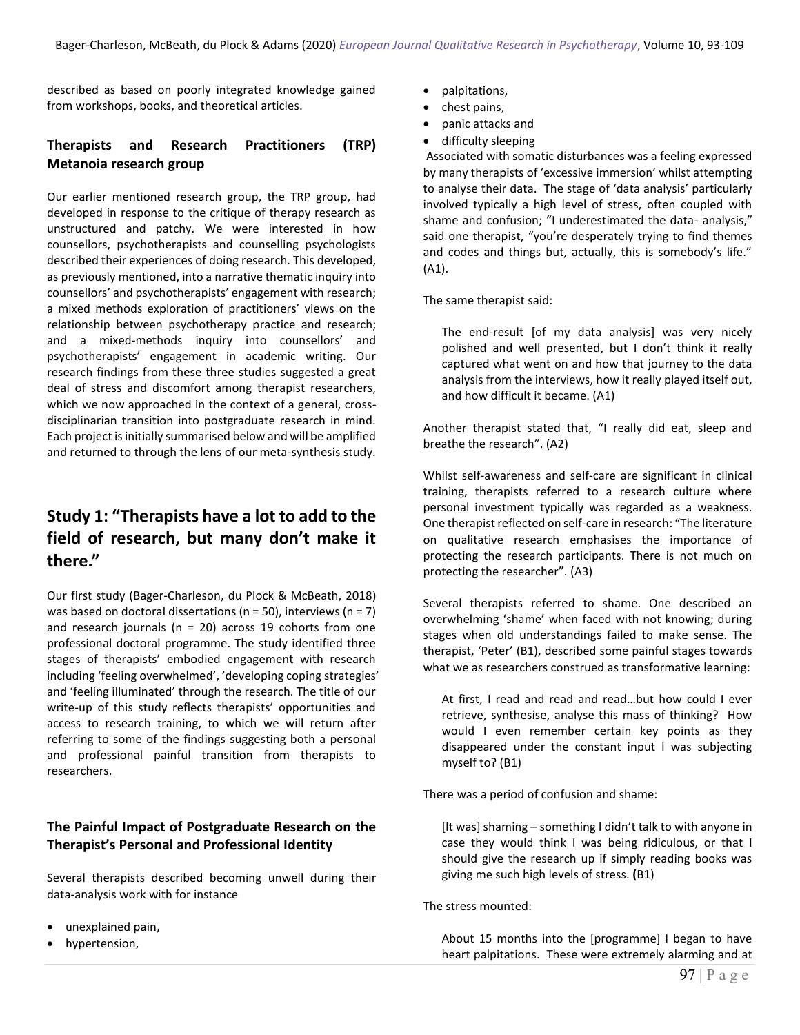described as based on poorly integrated knowledge gained from workshops, books, and theoretical articles.

### Therapists and Research Practitioners (TRP) Metanoia research group

Our earlier mentioned research group, the TRP group, had developed in response to the critique of therapy research as unstructured and patchy. We were interested in how counsellors, psychotherapists and counselling psychologists described their experiences of doing research. This developed, as previously mentioned, into a narrative thematic inquiry into counsellors' and psychotherapists' engagement with research; a mixed methods exploration of practitioners' views on the relationship between psychotherapy practice and research; and a mixed-methods inquiry into counsellors' and psychotherapists' engagement in academic writing. Our research findings from these three studies suggested a great deal of stress and discomfort among therapist researchers, which we now approached in the context of a general, cross-disciplinarian transition into postgraduate research in mind. Each project is initially summarised below and will be amplified and returned to through the lens of our meta-synthesis study.

## Study 1: "Therapists have a lot to add to the field of research, but many don't make it there."

Our first study (Bager-Charleson, du Plock & McBeath, 2018) was based on doctoral dissertations (n = 50), interviews (n = 7) and research journals (n = 20) across 19 cohorts from one professional doctoral programme. The study identified three stages of therapists' embodied engagement with research including 'feeling overwhelmed', 'developing coping strategies' and 'feeling illuminated' through the research. The title of our write-up of this study reflects therapists' opportunities and access to research training, to which we will return after referring to some of the findings suggesting both a personal and professional painful transition from therapists to researchers.

### The Painful Impact of Postgraduate Research on the Therapist's Personal and Professional Identity

Several therapists described becoming unwell during their data-analysis work with for instance

- unexplained pain,
- hypertension,
- palpitations,
- chest pains,
- panic attacks and
- difficulty sleeping

Associated with somatic disturbances was a feeling expressed by many therapists of 'excessive immersion' whilst attempting to analyse their data. The stage of 'data analysis' particularly involved typically a high level of stress, often coupled with shame and confusion; "I underestimated the data- analysis," said one therapist, "you're desperately trying to find themes and codes and things but, actually, this is somebody's life." (A1).

The same therapist said:

> The end-result [of my data analysis] was very nicely polished and well presented, but I don't think it really captured what went on and how that journey to the data analysis from the interviews, how it really played itself out, and how difficult it became. (A1)

Another therapist stated that, "I really did eat, sleep and breathe the research". (A2)

Whilst self-awareness and self-care are significant in clinical training, therapists referred to a research culture where personal investment typically was regarded as a weakness. One therapist reflected on self-care in research: "The literature on qualitative research emphasises the importance of protecting the research participants. There is not much on protecting the researcher". (A3)

Several therapists referred to shame. One described an overwhelming 'shame' when faced with not knowing; during stages when old understandings failed to make sense. The therapist, 'Peter' (B1), described some painful stages towards what we as researchers construed as transformative learning:

> At first, I read and read and read…but how could I ever retrieve, synthesise, analyse this mass of thinking? How would I even remember certain key points as they disappeared under the constant input I was subjecting myself to? (B1)

There was a period of confusion and shame:

> [It was] shaming – something I didn't talk to with anyone in case they would think I was being ridiculous, or that I should give the research up if simply reading books was giving me such high levels of stress. **(**B1)

The stress mounted:

> About 15 months into the [programme] I began to have heart palpitations. These were extremely alarming and at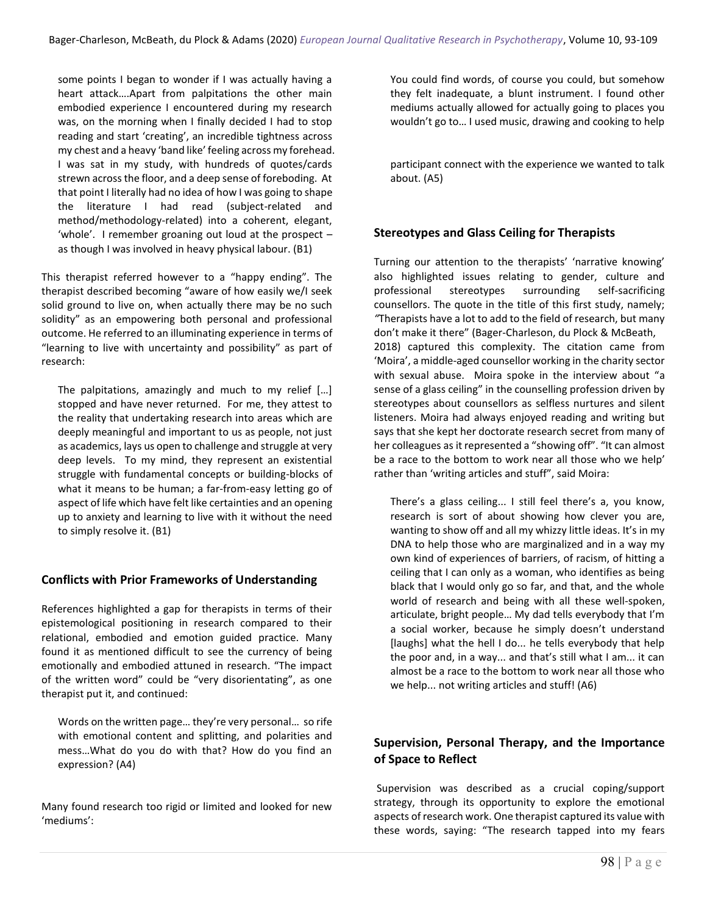some points I began to wonder if I was actually having a heart attack….Apart from palpitations the other main embodied experience I encountered during my research was, on the morning when I finally decided I had to stop reading and start 'creating', an incredible tightness across my chest and a heavy 'band like' feeling across my forehead. I was sat in my study, with hundreds of quotes/cards strewn across the floor, and a deep sense of foreboding. At that point I literally had no idea of how I was going to shape the literature I had read (subject-related and method/methodology-related) into a coherent, elegant, 'whole'. I remember groaning out loud at the prospect – as though I was involved in heavy physical labour. (B1)

This therapist referred however to a "happy ending". The therapist described becoming "aware of how easily we/I seek solid ground to live on, when actually there may be no such solidity" as an empowering both personal and professional outcome. He referred to an illuminating experience in terms of "learning to live with uncertainty and possibility" as part of research:

> The palpitations, amazingly and much to my relief […] stopped and have never returned. For me, they attest to the reality that undertaking research into areas which are deeply meaningful and important to us as people, not just as academics, lays us open to challenge and struggle at very deep levels. To my mind, they represent an existential struggle with fundamental concepts or building-blocks of what it means to be human; a far-from-easy letting go of aspect of life which have felt like certainties and an opening up to anxiety and learning to live with it without the need to simply resolve it. (B1)

## Conflicts with Prior Frameworks of Understanding

References highlighted a gap for therapists in terms of their epistemological positioning in research compared to their relational, embodied and emotion guided practice. Many found it as mentioned difficult to see the currency of being emotionally and embodied attuned in research. "The impact of the written word" could be "very disorientating", as one therapist put it, and continued:

> Words on the written page… they're very personal… so rife with emotional content and splitting, and polarities and mess…What do you do with that? How do you find an expression? (A4)

Many found research too rigid or limited and looked for new 'mediums':

> You could find words, of course you could, but somehow they felt inadequate, a blunt instrument. I found other mediums actually allowed for actually going to places you wouldn't go to… I used music, drawing and cooking to help participant connect with the experience we wanted to talk about. (A5)

## Stereotypes and Glass Ceiling for Therapists

Turning our attention to the therapists' 'narrative knowing' also highlighted issues relating to gender, culture and professional stereotypes surrounding self-sacrificing counsellors. The quote in the title of this first study, namely; "Therapists have a lot to add to the field of research, but many don't make it there" (Bager-Charleson, du Plock & McBeath, 2018) captured this complexity. The citation came from 'Moira', a middle-aged counsellor working in the charity sector with sexual abuse. Moira spoke in the interview about "a sense of a glass ceiling" in the counselling profession driven by stereotypes about counsellors as selfless nurtures and silent listeners. Moira had always enjoyed reading and writing but says that she kept her doctorate research secret from many of her colleagues as it represented a "showing off". "It can almost be a race to the bottom to work near all those who we help' rather than 'writing articles and stuff", said Moira:

> There's a glass ceiling... I still feel there's a, you know, research is sort of about showing how clever you are, wanting to show off and all my whizzy little ideas. It's in my DNA to help those who are marginalized and in a way my own kind of experiences of barriers, of racism, of hitting a ceiling that I can only as a woman, who identifies as being black that I would only go so far, and that, and the whole world of research and being with all these well-spoken, articulate, bright people… My dad tells everybody that I'm a social worker, because he simply doesn't understand [laughs] what the hell I do... he tells everybody that help the poor and, in a way... and that's still what I am... it can almost be a race to the bottom to work near all those who we help... not writing articles and stuff! (A6)

## Supervision, Personal Therapy, and the Importance of Space to Reflect

Supervision was described as a crucial coping/support strategy, through its opportunity to explore the emotional aspects of research work. One therapist captured its value with these words, saying: "The research tapped into my fears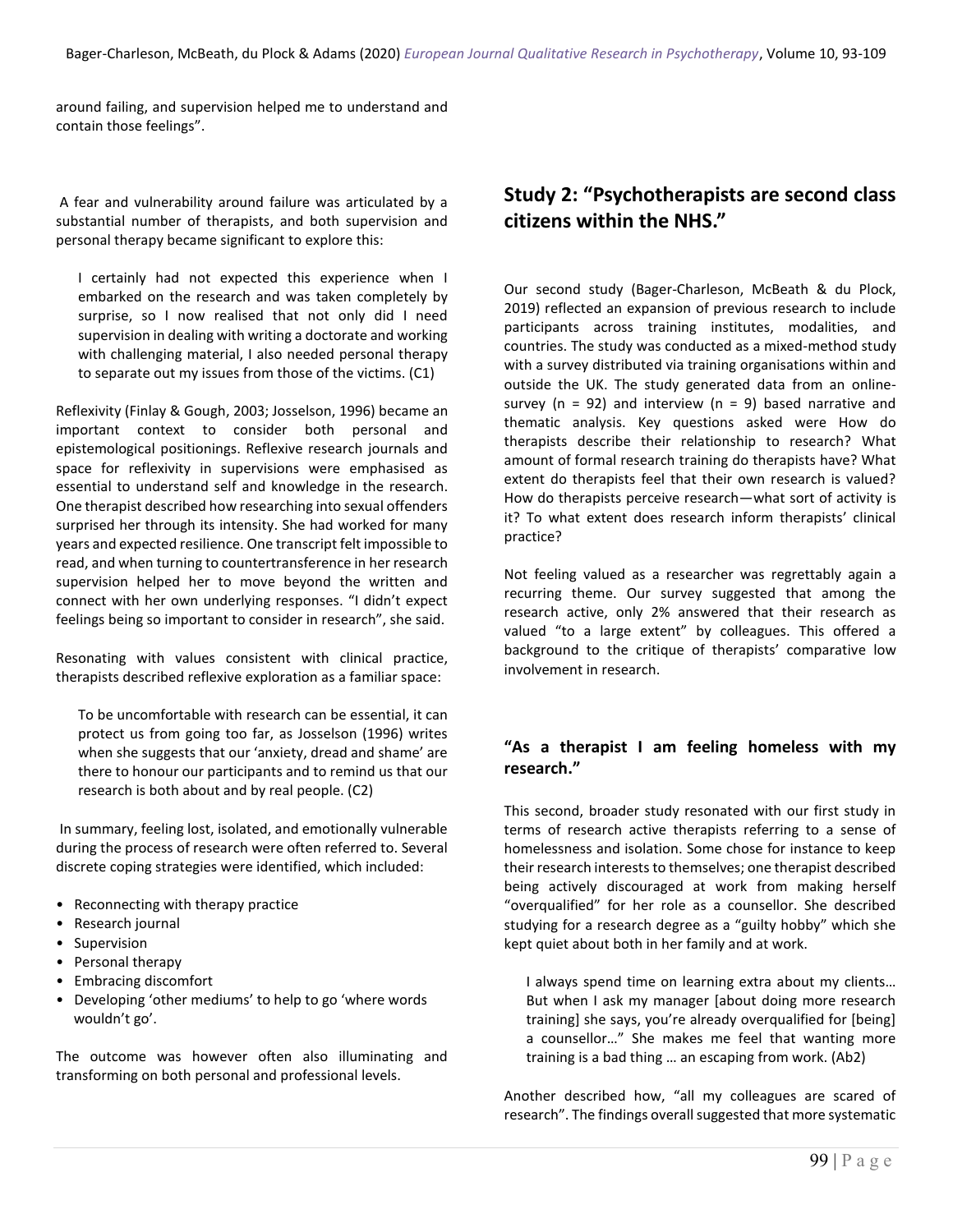around failing, and supervision helped me to understand and contain those feelings".

A fear and vulnerability around failure was articulated by a substantial number of therapists, and both supervision and personal therapy became significant to explore this:

> I certainly had not expected this experience when I embarked on the research and was taken completely by surprise, so I now realised that not only did I need supervision in dealing with writing a doctorate and working with challenging material, I also needed personal therapy to separate out my issues from those of the victims. (C1)

Reflexivity (Finlay & Gough, 2003; Josselson, 1996) became an important context to consider both personal and epistemological positionings. Reflexive research journals and space for reflexivity in supervisions were emphasised as essential to understand self and knowledge in the research. One therapist described how researching into sexual offenders surprised her through its intensity. She had worked for many years and expected resilience. One transcript felt impossible to read, and when turning to countertransference in her research supervision helped her to move beyond the written and connect with her own underlying responses. "I didn't expect feelings being so important to consider in research", she said.

Resonating with values consistent with clinical practice, therapists described reflexive exploration as a familiar space:

> To be uncomfortable with research can be essential, it can protect us from going too far, as Josselson (1996) writes when she suggests that our 'anxiety, dread and shame' are there to honour our participants and to remind us that our research is both about and by real people. (C2)

In summary, feeling lost, isolated, and emotionally vulnerable during the process of research were often referred to. Several discrete coping strategies were identified, which included:

- Reconnecting with therapy practice
- Research journal
- Supervision
- Personal therapy
- Embracing discomfort
- Developing 'other mediums' to help to go 'where words wouldn't go'.

The outcome was however often also illuminating and transforming on both personal and professional levels.

## Study 2: "Psychotherapists are second class citizens within the NHS."

Our second study (Bager-Charleson, McBeath & du Plock, 2019) reflected an expansion of previous research to include participants across training institutes, modalities, and countries. The study was conducted as a mixed-method study with a survey distributed via training organisations within and outside the UK. The study generated data from an online-survey (n = 92) and interview (n = 9) based narrative and thematic analysis. Key questions asked were How do therapists describe their relationship to research? What amount of formal research training do therapists have? What extent do therapists feel that their own research is valued? How do therapists perceive research—what sort of activity is it? To what extent does research inform therapists' clinical practice?

Not feeling valued as a researcher was regrettably again a recurring theme. Our survey suggested that among the research active, only 2% answered that their research as valued "to a large extent" by colleagues. This offered a background to the critique of therapists' comparative low involvement in research.

### "As a therapist I am feeling homeless with my research."

This second, broader study resonated with our first study in terms of research active therapists referring to a sense of homelessness and isolation. Some chose for instance to keep their research interests to themselves; one therapist described being actively discouraged at work from making herself "overqualified" for her role as a counsellor. She described studying for a research degree as a "guilty hobby" which she kept quiet about both in her family and at work.

> I always spend time on learning extra about my clients… But when I ask my manager [about doing more research training] she says, you're already overqualified for [being] a counsellor…" She makes me feel that wanting more training is a bad thing … an escaping from work. (Ab2)

Another described how, "all my colleagues are scared of research". The findings overall suggested that more systematic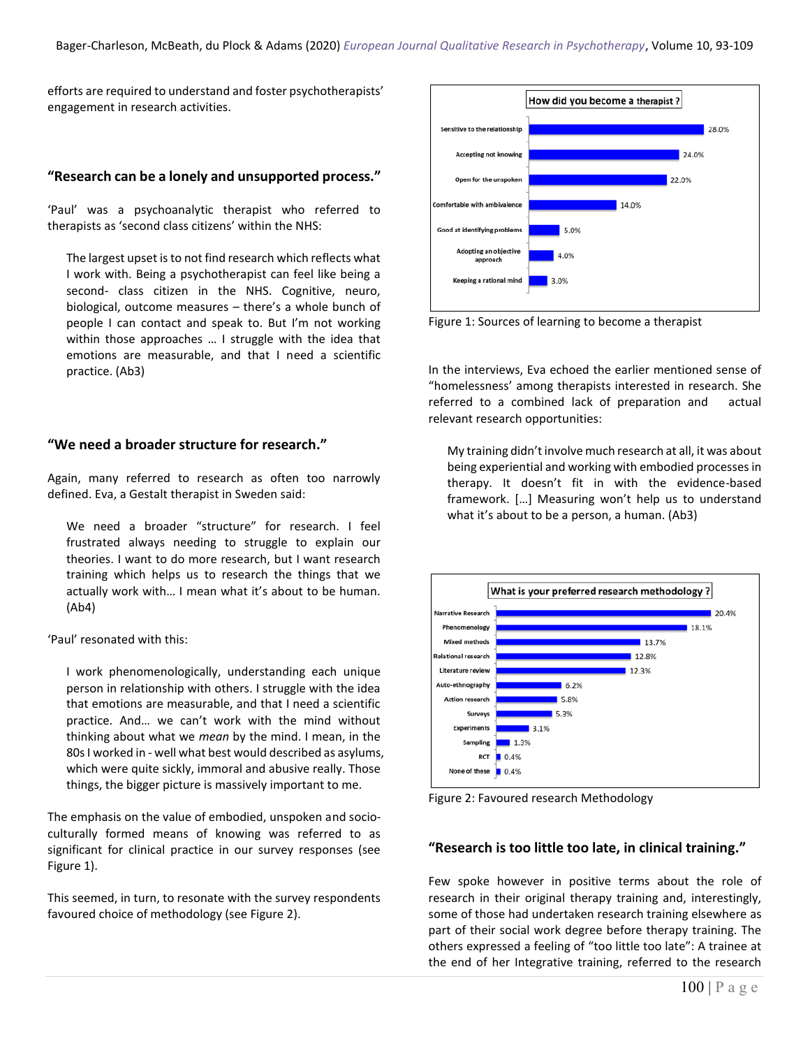efforts are required to understand and foster psychotherapists' engagement in research activities.

## "Research can be a lonely and unsupported process."

'Paul' was a psychoanalytic therapist who referred to therapists as 'second class citizens' within the NHS:

> The largest upset is to not find research which reflects what I work with. Being a psychotherapist can feel like being a second- class citizen in the NHS. Cognitive, neuro, biological, outcome measures – there's a whole bunch of people I can contact and speak to. But I'm not working within those approaches … I struggle with the idea that emotions are measurable, and that I need a scientific practice. (Ab3)

## "We need a broader structure for research."

Again, many referred to research as often too narrowly defined. Eva, a Gestalt therapist in Sweden said:

> We need a broader "structure" for research. I feel frustrated always needing to struggle to explain our theories. I want to do more research, but I want research training which helps us to research the things that we actually work with… I mean what it's about to be human. (Ab4)

'Paul' resonated with this:

> I work phenomenologically, understanding each unique person in relationship with others. I struggle with the idea that emotions are measurable, and that I need a scientific practice. And… we can't work with the mind without thinking about what we *mean* by the mind. I mean, in the 80s I worked in - well what best would described as asylums, which were quite sickly, immoral and abusive really. Those things, the bigger picture is massively important to me.

The emphasis on the value of embodied, unspoken and socio-culturally formed means of knowing was referred to as significant for clinical practice in our survey responses (see Figure 1).

This seemed, in turn, to resonate with the survey respondents favoured choice of methodology (see Figure 2).

**How did you become a therapist ?**

| Response | % |
|---|---|
| Sensitive to the relationship | 28.0% |
| Accepting not knowing | 24.0% |
| Open for the unspoken | 22.0% |
| Comfortable with ambivalence | 14.0% |
| Good at identifying problems | 5.0% |
| Adopting an objective approach | 4.0% |
| Keeping a rational mind | 3.0% |

Figure 1: Sources of learning to become a therapist

In the interviews, Eva echoed the earlier mentioned sense of "homelessness' among therapists interested in research. She referred to a combined lack of preparation and actual relevant research opportunities:

> My training didn't involve much research at all, it was about being experiential and working with embodied processes in therapy. It doesn't fit in with the evidence-based framework. […] Measuring won't help us to understand what it's about to be a person, a human. (Ab3)

**What is your preferred research methodology ?**

| Methodology | % |
|---|---|
| Narrative Research | 20.4% |
| Phenomenology | 18.1% |
| Mixed methods | 13.7% |
| Relational research | 12.8% |
| Literature review | 12.3% |
| Auto-ethnography | 6.2% |
| Action research | 5.8% |
| Surveys | 5.3% |
| Experiments | 3.1% |
| Sampling | 1.3% |
| RCT | 0.4% |
| None of these | 0.4% |

Figure 2: Favoured research Methodology

## "Research is too little too late, in clinical training."

Few spoke however in positive terms about the role of research in their original therapy training and, interestingly, some of those had undertaken research training elsewhere as part of their social work degree before therapy training. The others expressed a feeling of "too little too late": A trainee at the end of her Integrative training, referred to the research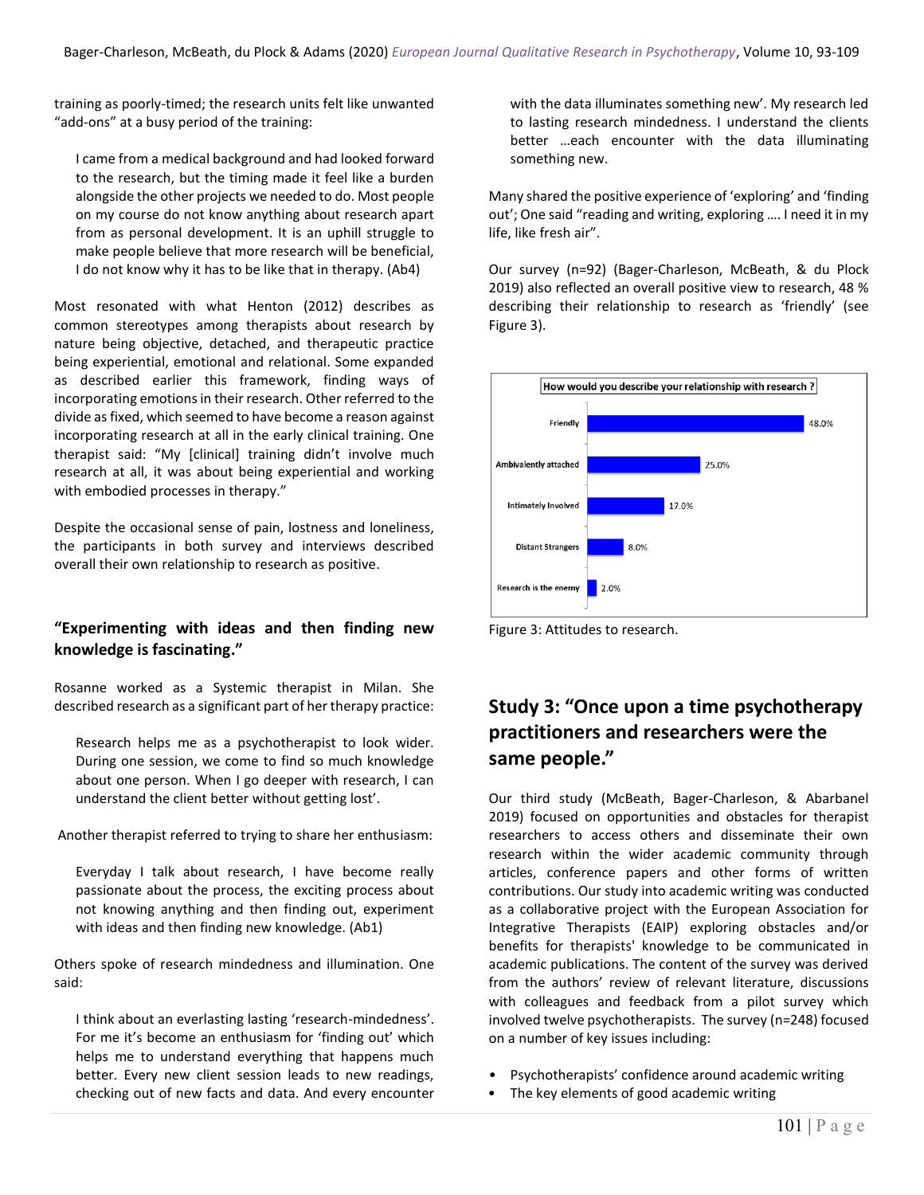training as poorly-timed; the research units felt like unwanted "add-ons" at a busy period of the training:

> I came from a medical background and had looked forward to the research, but the timing made it feel like a burden alongside the other projects we needed to do. Most people on my course do not know anything about research apart from as personal development. It is an uphill struggle to make people believe that more research will be beneficial, I do not know why it has to be like that in therapy. (Ab4)

Most resonated with what Henton (2012) describes as common stereotypes among therapists about research by nature being objective, detached, and therapeutic practice being experiential, emotional and relational. Some expanded as described earlier this framework, finding ways of incorporating emotions in their research. Other referred to the divide as fixed, which seemed to have become a reason against incorporating research at all in the early clinical training. One therapist said: "My [clinical] training didn't involve much research at all, it was about being experiential and working with embodied processes in therapy."

Despite the occasional sense of pain, lostness and loneliness, the participants in both survey and interviews described overall their own relationship to research as positive.

### "Experimenting with ideas and then finding new knowledge is fascinating."

Rosanne worked as a Systemic therapist in Milan. She described research as a significant part of her therapy practice:

> Research helps me as a psychotherapist to look wider. During one session, we come to find so much knowledge about one person. When I go deeper with research, I can understand the client better without getting lost'.

Another therapist referred to trying to share her enthusiasm:

> Everyday I talk about research, I have become really passionate about the process, the exciting process about not knowing anything and then finding out, experiment with ideas and then finding new knowledge. (Ab1)

Others spoke of research mindedness and illumination. One said:

> I think about an everlasting lasting 'research-mindedness'. For me it's become an enthusiasm for 'finding out' which helps me to understand everything that happens much better. Every new client session leads to new readings, checking out of new facts and data. And every encounter with the data illuminates something new'. My research led to lasting research mindedness. I understand the clients better …each encounter with the data illuminating something new.

Many shared the positive experience of 'exploring' and 'finding out'; One said "reading and writing, exploring …. I need it in my life, like fresh air".

Our survey (n=92) (Bager-Charleson, McBeath, & du Plock 2019) also reflected an overall positive view to research, 48 % describing their relationship to research as 'friendly' (see Figure 3).

**How would you describe your relationship with research ?**

| Response | Percentage |
|---|---|
| Friendly | 48.0% |
| Ambivalently attached | 25.0% |
| Intimately Involved | 17.0% |
| Distant Strangers | 8.0% |
| Research is the enemy | 2.0% |

Figure 3: Attitudes to research.

## Study 3: "Once upon a time psychotherapy practitioners and researchers were the same people."

Our third study (McBeath, Bager-Charleson, & Abarbanel 2019) focused on opportunities and obstacles for therapist researchers to access others and disseminate their own research within the wider academic community through articles, conference papers and other forms of written contributions. Our study into academic writing was conducted as a collaborative project with the European Association for Integrative Therapists (EAIP) exploring obstacles and/or benefits for therapists' knowledge to be communicated in academic publications. The content of the survey was derived from the authors' review of relevant literature, discussions with colleagues and feedback from a pilot survey which involved twelve psychotherapists. The survey (n=248) focused on a number of key issues including:

- Psychotherapists' confidence around academic writing
- The key elements of good academic writing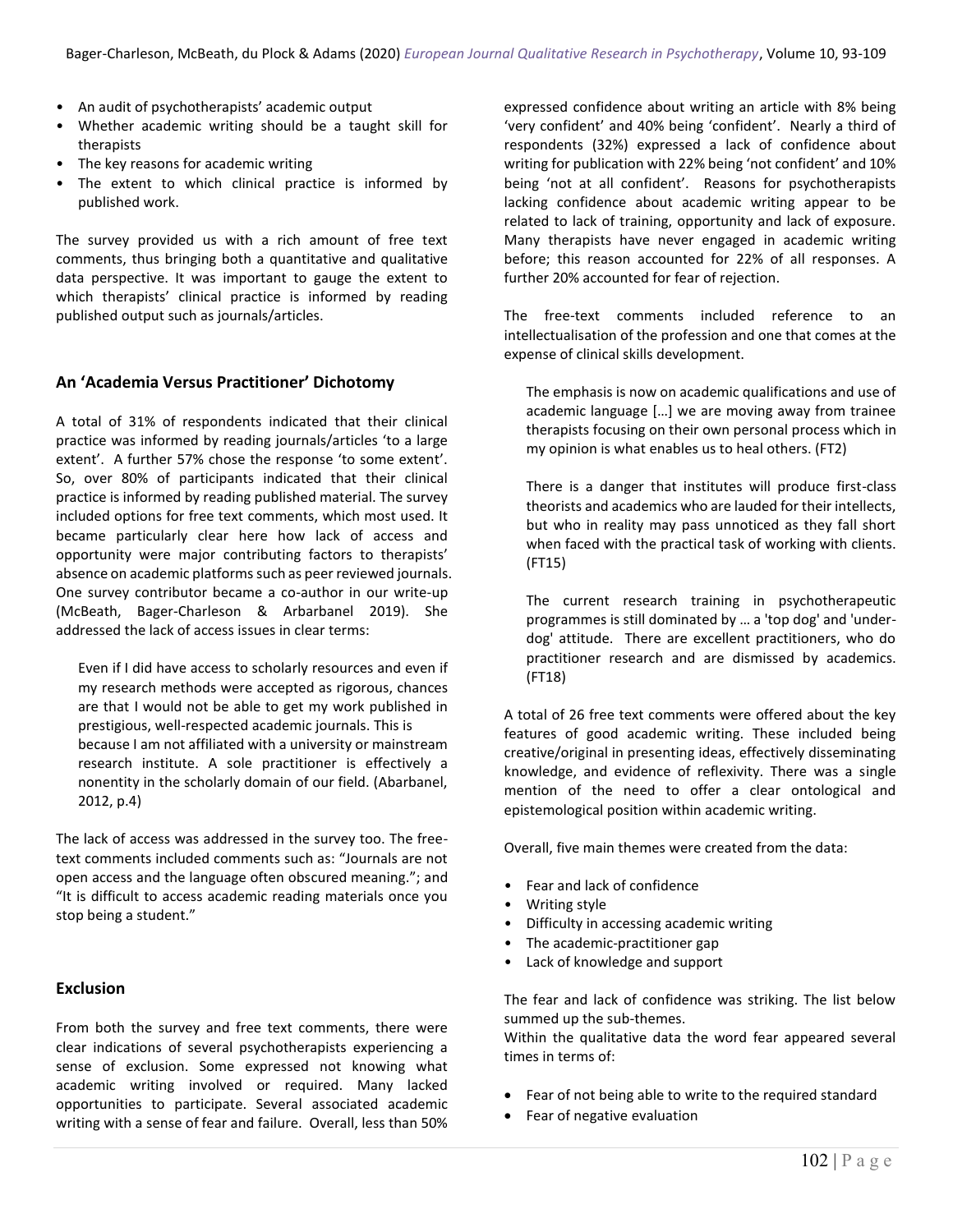- An audit of psychotherapists' academic output
- Whether academic writing should be a taught skill for therapists
- The key reasons for academic writing
- The extent to which clinical practice is informed by published work.

The survey provided us with a rich amount of free text comments, thus bringing both a quantitative and qualitative data perspective. It was important to gauge the extent to which therapists' clinical practice is informed by reading published output such as journals/articles.

## An 'Academia Versus Practitioner' Dichotomy

A total of 31% of respondents indicated that their clinical practice was informed by reading journals/articles 'to a large extent'. A further 57% chose the response 'to some extent'. So, over 80% of participants indicated that their clinical practice is informed by reading published material. The survey included options for free text comments, which most used. It became particularly clear here how lack of access and opportunity were major contributing factors to therapists' absence on academic platforms such as peer reviewed journals. One survey contributor became a co-author in our write-up (McBeath, Bager-Charleson & Arbarbanel 2019). She addressed the lack of access issues in clear terms:

> Even if I did have access to scholarly resources and even if my research methods were accepted as rigorous, chances are that I would not be able to get my work published in prestigious, well-respected academic journals. This is because I am not affiliated with a university or mainstream research institute. A sole practitioner is effectively a nonentity in the scholarly domain of our field. (Abarbanel, 2012, p.4)

The lack of access was addressed in the survey too. The free-text comments included comments such as: "Journals are not open access and the language often obscured meaning."; and "It is difficult to access academic reading materials once you stop being a student."

## Exclusion

From both the survey and free text comments, there were clear indications of several psychotherapists experiencing a sense of exclusion. Some expressed not knowing what academic writing involved or required. Many lacked opportunities to participate. Several associated academic writing with a sense of fear and failure. Overall, less than 50% expressed confidence about writing an article with 8% being 'very confident' and 40% being 'confident'. Nearly a third of respondents (32%) expressed a lack of confidence about writing for publication with 22% being 'not confident' and 10% being 'not at all confident'. Reasons for psychotherapists lacking confidence about academic writing appear to be related to lack of training, opportunity and lack of exposure. Many therapists have never engaged in academic writing before; this reason accounted for 22% of all responses. A further 20% accounted for fear of rejection.

The free-text comments included reference to an intellectualisation of the profession and one that comes at the expense of clinical skills development.

> The emphasis is now on academic qualifications and use of academic language […] we are moving away from trainee therapists focusing on their own personal process which in my opinion is what enables us to heal others. (FT2)

> There is a danger that institutes will produce first-class theorists and academics who are lauded for their intellects, but who in reality may pass unnoticed as they fall short when faced with the practical task of working with clients. (FT15)

> The current research training in psychotherapeutic programmes is still dominated by … a 'top dog' and 'under-dog' attitude. There are excellent practitioners, who do practitioner research and are dismissed by academics. (FT18)

A total of 26 free text comments were offered about the key features of good academic writing. These included being creative/original in presenting ideas, effectively disseminating knowledge, and evidence of reflexivity. There was a single mention of the need to offer a clear ontological and epistemological position within academic writing.

Overall, five main themes were created from the data:

- Fear and lack of confidence
- Writing style
- Difficulty in accessing academic writing
- The academic-practitioner gap
- Lack of knowledge and support

The fear and lack of confidence was striking. The list below summed up the sub-themes.
Within the qualitative data the word fear appeared several times in terms of:

- Fear of not being able to write to the required standard
- Fear of negative evaluation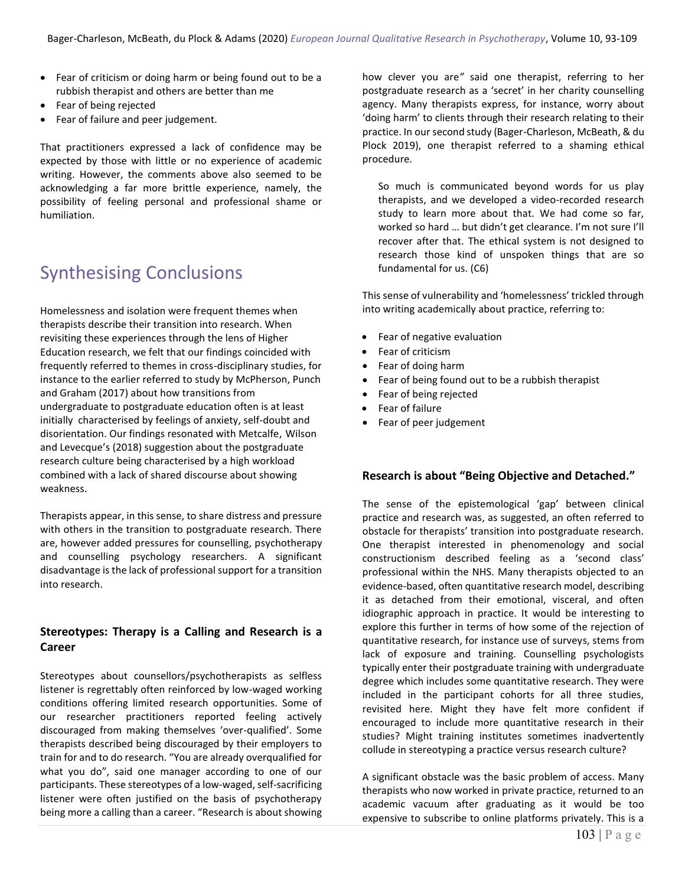- Fear of criticism or doing harm or being found out to be a rubbish therapist and others are better than me
- Fear of being rejected
- Fear of failure and peer judgement.

That practitioners expressed a lack of confidence may be expected by those with little or no experience of academic writing. However, the comments above also seemed to be acknowledging a far more brittle experience, namely, the possibility of feeling personal and professional shame or humiliation.

## Synthesising Conclusions

Homelessness and isolation were frequent themes when therapists describe their transition into research. When revisiting these experiences through the lens of Higher Education research, we felt that our findings coincided with frequently referred to themes in cross-disciplinary studies, for instance to the earlier referred to study by McPherson, Punch and Graham (2017) about how transitions from undergraduate to postgraduate education often is at least initially characterised by feelings of anxiety, self-doubt and disorientation. Our findings resonated with Metcalfe, Wilson and Levecque's (2018) suggestion about the postgraduate research culture being characterised by a high workload combined with a lack of shared discourse about showing weakness.

Therapists appear, in this sense, to share distress and pressure with others in the transition to postgraduate research. There are, however added pressures for counselling, psychotherapy and counselling psychology researchers. A significant disadvantage is the lack of professional support for a transition into research.

### Stereotypes: Therapy is a Calling and Research is a Career

Stereotypes about counsellors/psychotherapists as selfless listener is regrettably often reinforced by low-waged working conditions offering limited research opportunities. Some of our researcher practitioners reported feeling actively discouraged from making themselves 'over-qualified'. Some therapists described being discouraged by their employers to train for and to do research. "You are already overqualified for what you do", said one manager according to one of our participants. These stereotypes of a low-waged, self-sacrificing listener were often justified on the basis of psychotherapy being more a calling than a career. "Research is about showing how clever you are" said one therapist, referring to her postgraduate research as a 'secret' in her charity counselling agency. Many therapists express, for instance, worry about 'doing harm' to clients through their research relating to their practice. In our second study (Bager-Charleson, McBeath, & du Plock 2019), one therapist referred to a shaming ethical procedure.

> So much is communicated beyond words for us play therapists, and we developed a video-recorded research study to learn more about that. We had come so far, worked so hard … but didn't get clearance. I'm not sure I'll recover after that. The ethical system is not designed to research those kind of unspoken things that are so fundamental for us. (C6)

This sense of vulnerability and 'homelessness' trickled through into writing academically about practice, referring to:

- Fear of negative evaluation
- Fear of criticism
- Fear of doing harm
- Fear of being found out to be a rubbish therapist
- Fear of being rejected
- Fear of failure
- Fear of peer judgement

### Research is about "Being Objective and Detached."

The sense of the epistemological 'gap' between clinical practice and research was, as suggested, an often referred to obstacle for therapists' transition into postgraduate research. One therapist interested in phenomenology and social constructionism described feeling as a 'second class' professional within the NHS. Many therapists objected to an evidence-based, often quantitative research model, describing it as detached from their emotional, visceral, and often idiographic approach in practice. It would be interesting to explore this further in terms of how some of the rejection of quantitative research, for instance use of surveys, stems from lack of exposure and training. Counselling psychologists typically enter their postgraduate training with undergraduate degree which includes some quantitative research. They were included in the participant cohorts for all three studies, revisited here. Might they have felt more confident if encouraged to include more quantitative research in their studies? Might training institutes sometimes inadvertently collude in stereotyping a practice versus research culture?

A significant obstacle was the basic problem of access. Many therapists who now worked in private practice, returned to an academic vacuum after graduating as it would be too expensive to subscribe to online platforms privately. This is a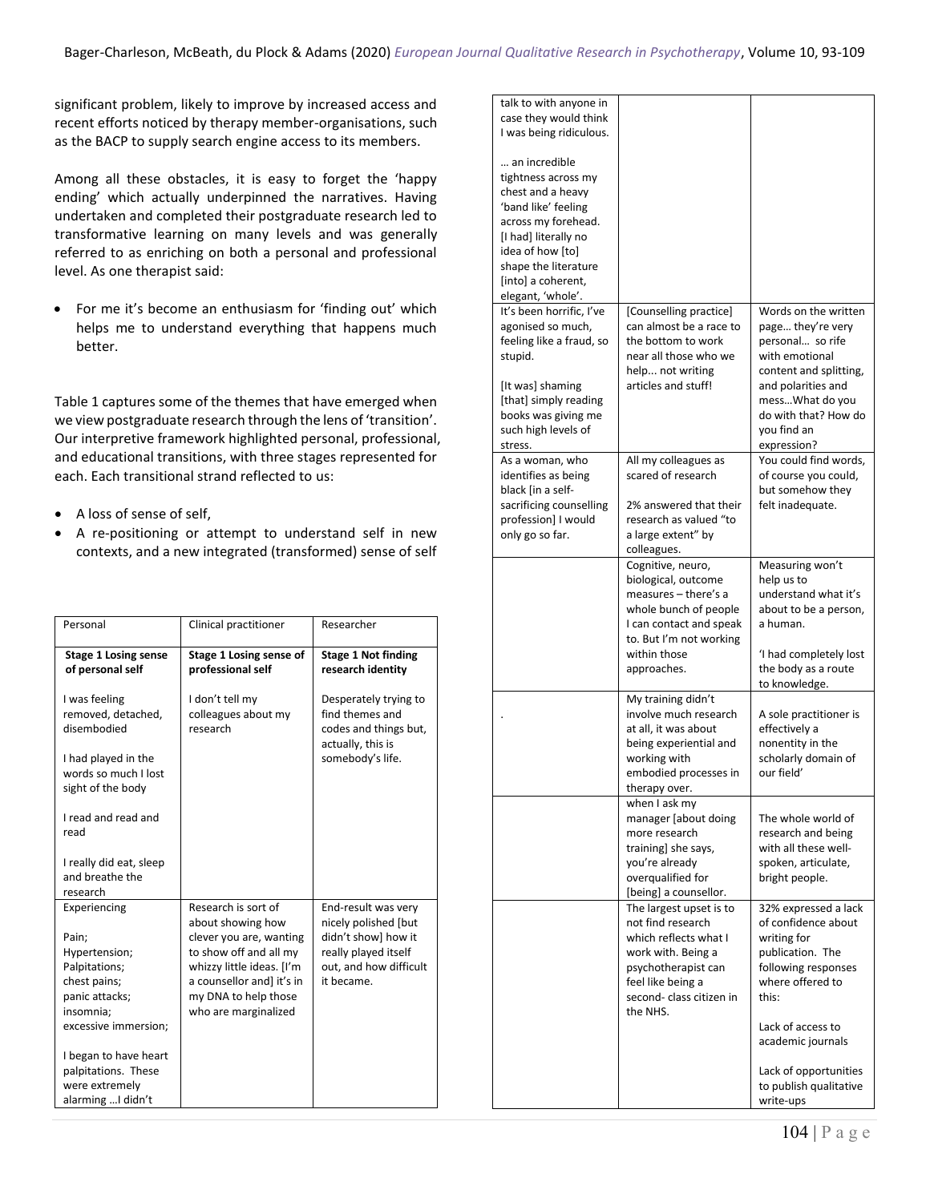significant problem, likely to improve by increased access and recent efforts noticed by therapy member-organisations, such as the BACP to supply search engine access to its members.

Among all these obstacles, it is easy to forget the 'happy ending' which actually underpinned the narratives. Having undertaken and completed their postgraduate research led to transformative learning on many levels and was generally referred to as enriching on both a personal and professional level. As one therapist said:

- For me it's become an enthusiasm for 'finding out' which helps me to understand everything that happens much better.

Table 1 captures some of the themes that have emerged when we view postgraduate research through the lens of 'transition'. Our interpretive framework highlighted personal, professional, and educational transitions, with three stages represented for each. Each transitional strand reflected to us:

- A loss of sense of self,
- A re-positioning or attempt to understand self in new contexts, and a new integrated (transformed) sense of self

| Personal | Clinical practitioner | Researcher |
|---|---|---|
| **Stage 1 Losing sense of personal self**<br><br>I was feeling removed, detached, disembodied<br><br>I had played in the words so much I lost sight of the body<br><br>I read and read and read<br><br>I really did eat, sleep and breathe the research | **Stage 1 Losing sense of professional self**<br><br>I don't tell my colleagues about my research | **Stage 1 Not finding research identity**<br><br>Desperately trying to find themes and codes and things but, actually, this is somebody's life. |
| Experiencing<br><br>Pain;<br>Hypertension;<br>Palpitations;<br>chest pains;<br>panic attacks;<br>insomnia;<br>excessive immersion;<br><br>I began to have heart palpitations. These were extremely alarming …I didn't talk to with anyone in case they would think I was being ridiculous.<br><br>… an incredible tightness across my chest and a heavy 'band like' feeling across my forehead. [I had] literally no idea of how [to] shape the literature [into] a coherent, elegant, 'whole'. | Research is sort of about showing how clever you are, wanting to show off and all my whizzy little ideas. [I'm a counsellor and] it's in my DNA to help those who are marginalized | End-result was very nicely polished [but didn't show] how it really played itself out, and how difficult it became. |
| It's been horrific, I've agonised so much, feeling like a fraud, so stupid.<br><br>[It was] shaming [that] simply reading books was giving me such high levels of stress. | [Counselling practice] can almost be a race to the bottom to work near all those who we help... not writing articles and stuff! | Words on the written page… they're very personal… so rife with emotional content and splitting, and polarities and mess…What do you do with that? How do you find an expression? |
| As a woman, who identifies as being black [in a self-sacrificing counselling profession] I would only go so far. | All my colleagues as scared of research<br><br>2% answered that their research as valued "to a large extent" by colleagues. | You could find words, of course you could, but somehow they felt inadequate. |
| | Cognitive, neuro, biological, outcome measures – there's a whole bunch of people I can contact and speak to. But I'm not working within those approaches. | Measuring won't help us to understand what it's about to be a person, a human.<br><br>'I had completely lost the body as a route to knowledge. |
| . | My training didn't involve much research at all, it was about being experiential and working with embodied processes in therapy over. | A sole practitioner is effectively a nonentity in the scholarly domain of our field' |
| | when I ask my manager [about doing more research training] she says, you're already overqualified for [being] a counsellor. | The whole world of research and being with all these well-spoken, articulate, bright people. |
| | The largest upset is to not find research which reflects what I work with. Being a psychotherapist can feel like being a second- class citizen in the NHS. | 32% expressed a lack of confidence about writing for publication. The following responses where offered to this:<br><br>Lack of access to academic journals<br><br>Lack of opportunities to publish qualitative write-ups |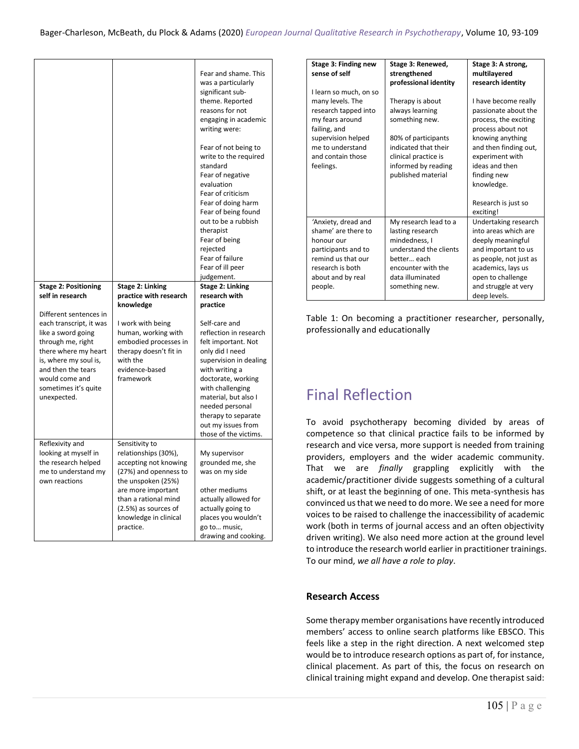| | | |
|---|---|---|
| | | Fear and shame. This was a particularly significant sub-theme. Reported reasons for not engaging in academic writing were: Fear of not being to write to the required standard Fear of negative evaluation Fear of criticism Fear of doing harm Fear of being found out to be a rubbish therapist Fear of being rejected Fear of failure Fear of ill peer judgement. |
| **Stage 2: Positioning self in research** Different sentences in each transcript, it was like a sword going through me, right there where my heart is, where my soul is, and then the tears would come and sometimes it's quite unexpected. | **Stage 2: Linking practice with research knowledge** I work with being human, working with embodied processes in therapy doesn't fit in with the evidence-based framework | **Stage 2: Linking research with practice** Self-care and reflection in research felt important. Not only did I need supervision in dealing with writing a doctorate, working with challenging material, but also I needed personal therapy to separate out my issues from those of the victims. |
| Reflexivity and looking at myself in the research helped me to understand my own reactions | Sensitivity to relationships (30%), accepting not knowing (27%) and openness to the unspoken (25%) are more important than a rational mind (2.5%) as sources of knowledge in clinical practice. | My supervisor grounded me, she was on my side other mediums actually allowed for actually going to places you wouldn't go to… music, drawing and cooking. |
| **Stage 3: Finding new sense of self** I learn so much, on so many levels. The research tapped into my fears around failing, and supervision helped me to understand and contain those feelings. | **Stage 3: Renewed, strengthened professional identity** Therapy is about always learning something new. 80% of participants indicated that their clinical practice is informed by reading published material | **Stage 3: A strong, multilayered research identity** I have become really passionate about the process, the exciting process about not knowing anything and then finding out, experiment with ideas and then finding new knowledge. Research is just so exciting! |
| 'Anxiety, dread and shame' are there to honour our participants and to remind us that our research is both about and by real people. | My research lead to a lasting research mindedness, I understand the clients better… each encounter with the data illuminated something new. | Undertaking research into areas which are deeply meaningful and important to us as people, not just as academics, lays us open to challenge and struggle at very deep levels. |

Table 1: On becoming a practitioner researcher, personally, professionally and educationally

# Final Reflection

To avoid psychotherapy becoming divided by areas of competence so that clinical practice fails to be informed by research and vice versa, more support is needed from training providers, employers and the wider academic community. That we are *finally* grappling explicitly with the academic/practitioner divide suggests something of a cultural shift, or at least the beginning of one. This meta-synthesis has convinced us that we need to do more. We see a need for more voices to be raised to challenge the inaccessibility of academic work (both in terms of journal access and an often objectivity driven writing). We also need more action at the ground level to introduce the research world earlier in practitioner trainings. To our mind, *we all have a role to play*.

### Research Access

Some therapy member organisations have recently introduced members' access to online search platforms like EBSCO. This feels like a step in the right direction. A next welcomed step would be to introduce research options as part of, for instance, clinical placement. As part of this, the focus on research on clinical training might expand and develop. One therapist said: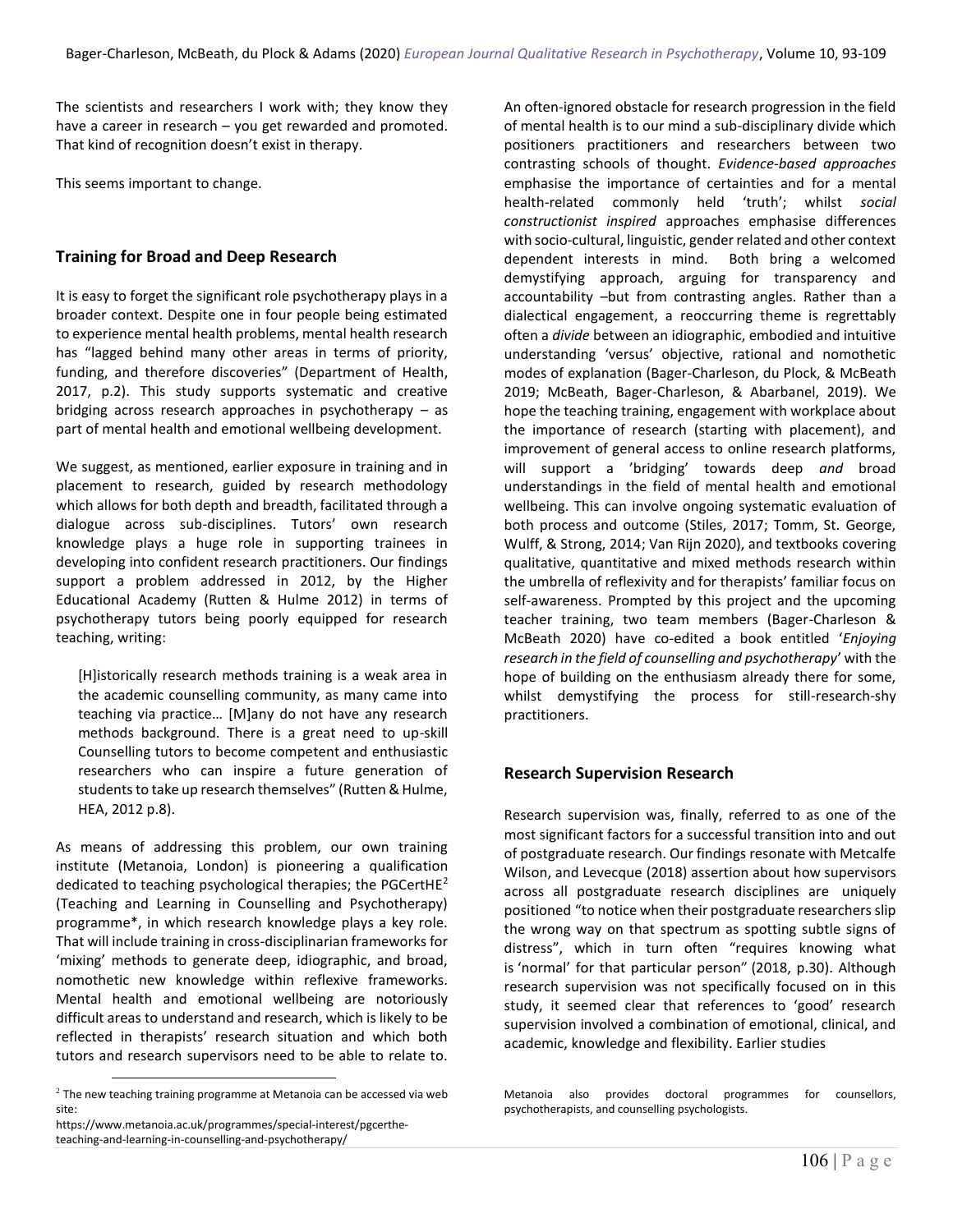The scientists and researchers I work with; they know they have a career in research – you get rewarded and promoted. That kind of recognition doesn't exist in therapy.

This seems important to change.

## Training for Broad and Deep Research

It is easy to forget the significant role psychotherapy plays in a broader context. Despite one in four people being estimated to experience mental health problems, mental health research has "lagged behind many other areas in terms of priority, funding, and therefore discoveries" (Department of Health, 2017, p.2). This study supports systematic and creative bridging across research approaches in psychotherapy – as part of mental health and emotional wellbeing development.

We suggest, as mentioned, earlier exposure in training and in placement to research, guided by research methodology which allows for both depth and breadth, facilitated through a dialogue across sub-disciplines. Tutors' own research knowledge plays a huge role in supporting trainees in developing into confident research practitioners. Our findings support a problem addressed in 2012, by the Higher Educational Academy (Rutten & Hulme 2012) in terms of psychotherapy tutors being poorly equipped for research teaching, writing:

> [H]istorically research methods training is a weak area in the academic counselling community, as many came into teaching via practice… [M]any do not have any research methods background. There is a great need to up-skill Counselling tutors to become competent and enthusiastic researchers who can inspire a future generation of students to take up research themselves" (Rutten & Hulme, HEA, 2012 p.8).

As means of addressing this problem, our own training institute (Metanoia, London) is pioneering a qualification dedicated to teaching psychological therapies; the PGCertHE[2] (Teaching and Learning in Counselling and Psychotherapy) programme*, in which research knowledge plays a key role. That will include training in cross-disciplinarian frameworks for 'mixing' methods to generate deep, idiographic, and broad, nomothetic new knowledge within reflexive frameworks. Mental health and emotional wellbeing are notoriously difficult areas to understand and research, which is likely to be reflected in therapists' research situation and which both tutors and research supervisors need to be able to relate to. An often-ignored obstacle for research progression in the field of mental health is to our mind a sub-disciplinary divide which positioners practitioners and researchers between two contrasting schools of thought. *Evidence-based approaches* emphasise the importance of certainties and for a mental health-related commonly held 'truth'; whilst *social constructionist inspired* approaches emphasise differences with socio-cultural, linguistic, gender related and other context dependent interests in mind. Both bring a welcomed demystifying approach, arguing for transparency and accountability –but from contrasting angles. Rather than a dialectical engagement, a reoccurring theme is regrettably often a *divide* between an idiographic, embodied and intuitive understanding 'versus' objective, rational and nomothetic modes of explanation (Bager-Charleson, du Plock, & McBeath 2019; McBeath, Bager-Charleson, & Abarbanel, 2019). We hope the teaching training, engagement with workplace about the importance of research (starting with placement), and improvement of general access to online research platforms, will support a 'bridging' towards deep *and* broad understandings in the field of mental health and emotional wellbeing. This can involve ongoing systematic evaluation of both process and outcome (Stiles, 2017; Tomm, St. George, Wulff, & Strong, 2014; Van Rijn 2020), and textbooks covering qualitative, quantitative and mixed methods research within the umbrella of reflexivity and for therapists' familiar focus on self-awareness. Prompted by this project and the upcoming teacher training, two team members (Bager-Charleson & McBeath 2020) have co-edited a book entitled '*Enjoying research in the field of counselling and psychotherapy*' with the hope of building on the enthusiasm already there for some, whilst demystifying the process for still-research-shy practitioners.

## Research Supervision Research

Research supervision was, finally, referred to as one of the most significant factors for a successful transition into and out of postgraduate research. Our findings resonate with Metcalfe Wilson, and Levecque (2018) assertion about how supervisors across all postgraduate research disciplines are uniquely positioned "to notice when their postgraduate researchers slip the wrong way on that spectrum as spotting subtle signs of distress", which in turn often "requires knowing what is 'normal' for that particular person" (2018, p.30). Although research supervision was not specifically focused on in this study, it seemed clear that references to 'good' research supervision involved a combination of emotional, clinical, and academic, knowledge and flexibility. Earlier studies

---

[2] The new teaching training programme at Metanoia can be accessed via web site: https://www.metanoia.ac.uk/programmes/special-interest/pgcerthe-teaching-and-learning-in-counselling-and-psychotherapy/

Metanoia also provides doctoral programmes for counsellors, psychotherapists, and counselling psychologists.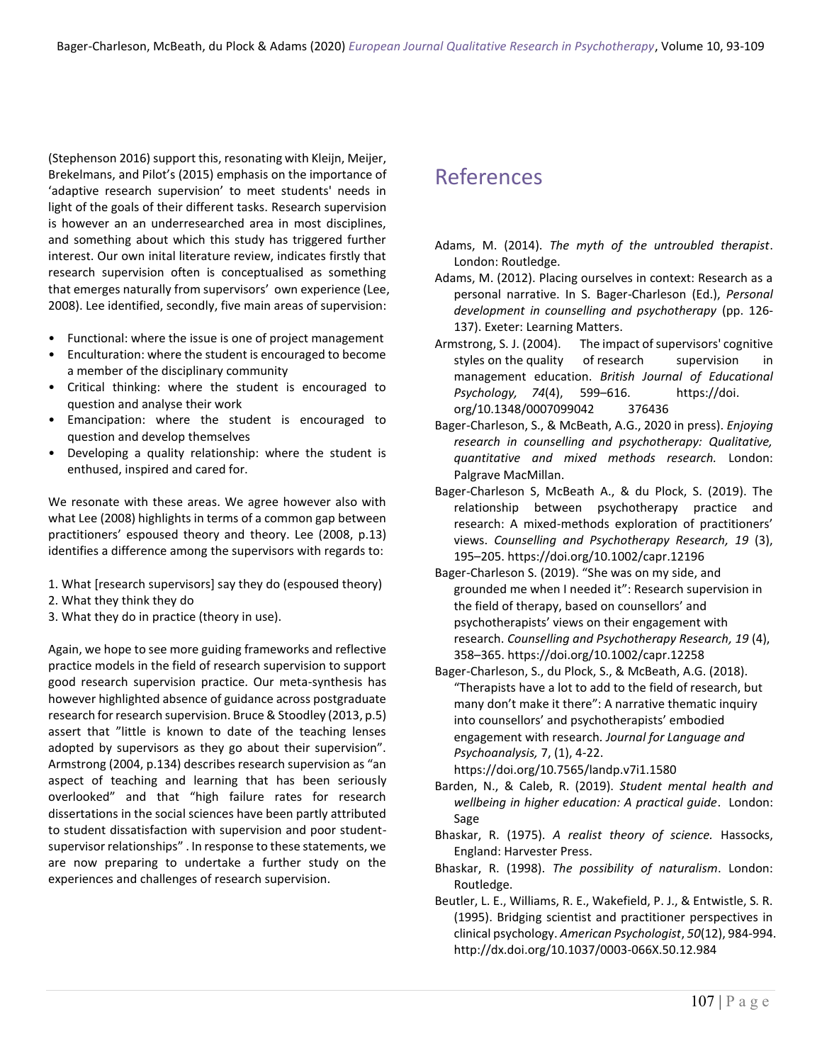(Stephenson 2016) support this, resonating with Kleijn, Meijer, Brekelmans, and Pilot's (2015) emphasis on the importance of 'adaptive research supervision' to meet students' needs in light of the goals of their different tasks. Research supervision is however an an underresearched area in most disciplines, and something about which this study has triggered further interest. Our own inital literature review, indicates firstly that research supervision often is conceptualised as something that emerges naturally from supervisors' own experience (Lee, 2008). Lee identified, secondly, five main areas of supervision:

- Functional: where the issue is one of project management
- Enculturation: where the student is encouraged to become a member of the disciplinary community
- Critical thinking: where the student is encouraged to question and analyse their work
- Emancipation: where the student is encouraged to question and develop themselves
- Developing a quality relationship: where the student is enthused, inspired and cared for.

We resonate with these areas. We agree however also with what Lee (2008) highlights in terms of a common gap between practitioners' espoused theory and theory. Lee (2008, p.13) identifies a difference among the supervisors with regards to:

1. What [research supervisors] say they do (espoused theory)
2. What they think they do
3. What they do in practice (theory in use).

Again, we hope to see more guiding frameworks and reflective practice models in the field of research supervision to support good research supervision practice. Our meta-synthesis has however highlighted absence of guidance across postgraduate research for research supervision. Bruce & Stoodley (2013, p.5) assert that "little is known to date of the teaching lenses adopted by supervisors as they go about their supervision". Armstrong (2004, p.134) describes research supervision as "an aspect of teaching and learning that has been seriously overlooked" and that "high failure rates for research dissertations in the social sciences have been partly attributed to student dissatisfaction with supervision and poor student-supervisor relationships" . In response to these statements, we are now preparing to undertake a further study on the experiences and challenges of research supervision.

## References

Adams, M. (2014). *The myth of the untroubled therapist*. London: Routledge.

Adams, M. (2012). Placing ourselves in context: Research as a personal narrative. In S. Bager-Charleson (Ed.), *Personal development in counselling and psychotherapy* (pp. 126-137). Exeter: Learning Matters.

Armstrong, S. J. (2004). The impact of supervisors' cognitive styles on the quality of research supervision in management education. *British Journal of Educational Psychology, 74*(4), 599–616. https://doi.org/10.1348/0007099042376436

Bager-Charleson, S., & McBeath, A.G., 2020 in press). *Enjoying research in counselling and psychotherapy: Qualitative, quantitative and mixed methods research.* London: Palgrave MacMillan.

Bager-Charleson S, McBeath A., & du Plock, S. (2019). The relationship between psychotherapy practice and research: A mixed-methods exploration of practitioners' views. *Counselling and Psychotherapy Research, 19* (3), 195–205. https://doi.org/10.1002/capr.12196

Bager-Charleson S. (2019). "She was on my side, and grounded me when I needed it": Research supervision in the field of therapy, based on counsellors' and psychotherapists' views on their engagement with research. *Counselling and Psychotherapy Research, 19* (4), 358–365. https://doi.org/10.1002/capr.12258

Bager-Charleson, S., du Plock, S., & McBeath, A.G. (2018). "Therapists have a lot to add to the field of research, but many don't make it there": A narrative thematic inquiry into counsellors' and psychotherapists' embodied engagement with research. *Journal for Language and Psychoanalysis,* 7, (1), 4-22. https://doi.org/10.7565/landp.v7i1.1580

Barden, N., & Caleb, R. (2019). *Student mental health and wellbeing in higher education: A practical guide*. London: Sage

Bhaskar, R. (1975). *A realist theory of science.* Hassocks, England: Harvester Press.

Bhaskar, R. (1998). *The possibility of naturalism*. London: Routledge.

Beutler, L. E., Williams, R. E., Wakefield, P. J., & Entwistle, S. R. (1995). Bridging scientist and practitioner perspectives in clinical psychology. *American Psychologist*, *50*(12), 984-994. http://dx.doi.org/10.1037/0003-066X.50.12.984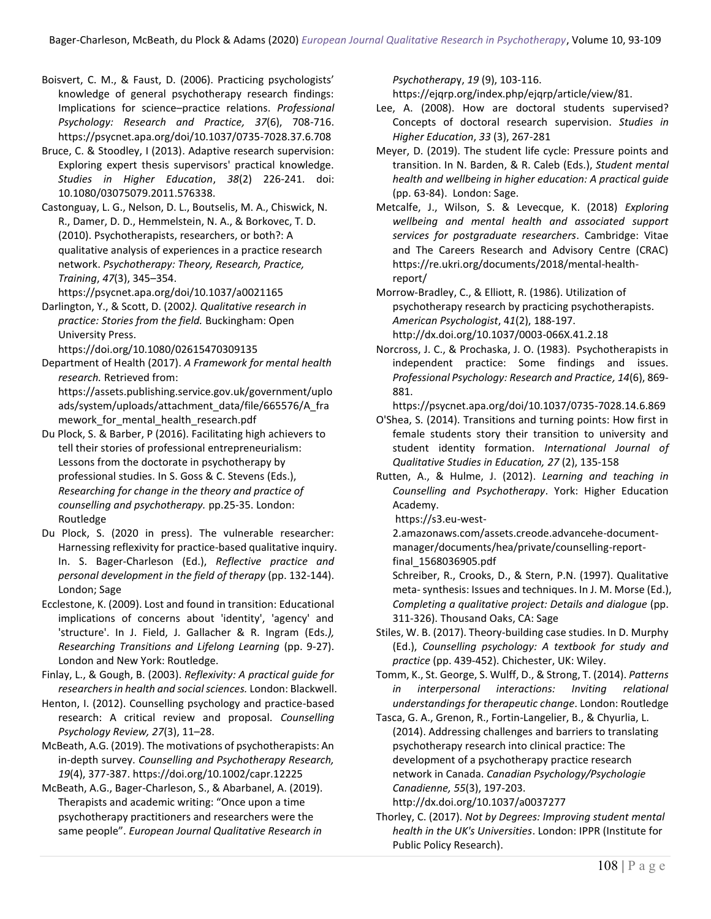Boisvert, C. M., & Faust, D. (2006). Practicing psychologists' knowledge of general psychotherapy research findings: Implications for science–practice relations. *Professional Psychology: Research and Practice, 37*(6), 708-716. https://psycnet.apa.org/doi/10.1037/0735-7028.37.6.708

Bruce, C. & Stoodley, I (2013). Adaptive research supervision: Exploring expert thesis supervisors' practical knowledge. *Studies in Higher Education*, *38*(2) 226-241. doi: 10.1080/03075079.2011.576338.

Castonguay, L. G., Nelson, D. L., Boutselis, M. A., Chiswick, N. R., Damer, D. D., Hemmelstein, N. A., & Borkovec, T. D. (2010). Psychotherapists, researchers, or both?: A qualitative analysis of experiences in a practice research network. *Psychotherapy: Theory, Research, Practice, Training*, *47*(3), 345–354. https://psycnet.apa.org/doi/10.1037/a0021165

Darlington, Y., & Scott, D. (2002*). Qualitative research in practice: Stories from the field.* Buckingham: Open University Press. https://doi.org/10.1080/02615470309135

Department of Health (2017). *A Framework for mental health research.* Retrieved from: https://assets.publishing.service.gov.uk/government/uploads/system/uploads/attachment_data/file/665576/A_framework_for_mental_health_research.pdf

Du Plock, S. & Barber, P (2016). Facilitating high achievers to tell their stories of professional entrepreneurialism: Lessons from the doctorate in psychotherapy by professional studies. In S. Goss & C. Stevens (Eds.), *Researching for change in the theory and practice of counselling and psychotherapy.* pp.25-35. London: Routledge

Du Plock, S. (2020 in press). The vulnerable researcher: Harnessing reflexivity for practice-based qualitative inquiry. In. S. Bager-Charleson (Ed.), *Reflective practice and personal development in the field of therapy* (pp. 132-144). London; Sage

Ecclestone, K. (2009). Lost and found in transition: Educational implications of concerns about 'identity', 'agency' and 'structure'. In J. Field, J. Gallacher & R. Ingram (Eds.*), Researching Transitions and Lifelong Learning* (pp. 9-27). London and New York: Routledge.

Finlay, L., & Gough, B. (2003). *Reflexivity: A practical guide for researchers in health and social sciences.* London: Blackwell.

Henton, I. (2012). Counselling psychology and practice-based research: A critical review and proposal. *Counselling Psychology Review, 27*(3), 11–28.

McBeath, A.G. (2019). The motivations of psychotherapists: An in-depth survey. *Counselling and Psychotherapy Research, 19*(4), 377-387. https://doi.org/10.1002/capr.12225

McBeath, A.G., Bager-Charleson, S., & Abarbanel, A. (2019). Therapists and academic writing: "Once upon a time psychotherapy practitioners and researchers were the same people". *European Journal Qualitative Research in Psychotherapy*, *19* (9), 103-116. https://ejqrp.org/index.php/ejqrp/article/view/81.

Lee, A. (2008). How are doctoral students supervised? Concepts of doctoral research supervision. *Studies in Higher Education*, *33* (3), 267-281

Meyer, D. (2019). The student life cycle: Pressure points and transition. In N. Barden, & R. Caleb (Eds.), *Student mental health and wellbeing in higher education: A practical guide* (pp. 63-84). London: Sage.

Metcalfe, J., Wilson, S. & Levecque, K. (2018) *Exploring wellbeing and mental health and associated support services for postgraduate researchers*. Cambridge: Vitae and The Careers Research and Advisory Centre (CRAC) https://re.ukri.org/documents/2018/mental-health-report/

Morrow-Bradley, C., & Elliott, R. (1986). Utilization of psychotherapy research by practicing psychotherapists. *American Psychologist*, *41*(2), 188-197. http://dx.doi.org/10.1037/0003-066X.41.2.18

Norcross, J. C., & Prochaska, J. O. (1983). Psychotherapists in independent practice: Some findings and issues. *Professional Psychology: Research and Practice, 14*(6), 869-881. https://psycnet.apa.org/doi/10.1037/0735-7028.14.6.869

O'Shea, S. (2014). Transitions and turning points: How first in female students story their transition to university and student identity formation. *International Journal of Qualitative Studies in Education, 27* (2), 135-158

Rutten, A., & Hulme, J. (2012). *Learning and teaching in Counselling and Psychotherapy*. York: Higher Education Academy. https://s3.eu-west-2.amazonaws.com/assets.creode.advancehe-document-manager/documents/hea/private/counselling-report-final_1568036905.pdf

Schreiber, R., Crooks, D., & Stern, P.N. (1997). Qualitative meta- synthesis: Issues and techniques. In J. M. Morse (Ed.), *Completing a qualitative project: Details and dialogue* (pp. 311-326). Thousand Oaks, CA: Sage

Stiles, W. B. (2017). Theory-building case studies. In D. Murphy (Ed.), *Counselling psychology: A textbook for study and practice* (pp. 439-452). Chichester, UK: Wiley.

Tomm, K., St. George, S. Wulff, D., & Strong, T. (2014). *Patterns in interpersonal interactions: Inviting relational understandings for therapeutic change*. London: Routledge

Tasca, G. A., Grenon, R., Fortin-Langelier, B., & Chyurlia, L. (2014). Addressing challenges and barriers to translating psychotherapy research into clinical practice: The development of a psychotherapy practice research network in Canada. *Canadian Psychology/Psychologie Canadienne, 55*(3), 197-203. http://dx.doi.org/10.1037/a0037277

Thorley, C. (2017). *Not by Degrees: Improving student mental health in the UK's Universities*. London: IPPR (Institute for Public Policy Research).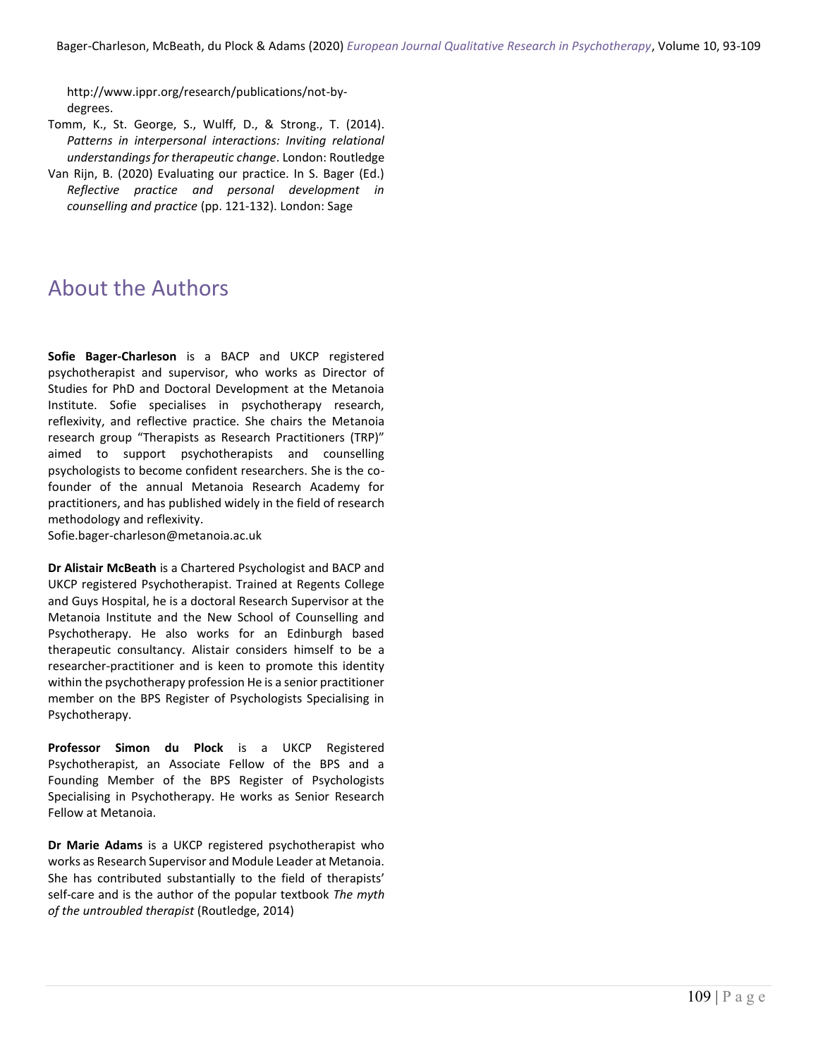http://www.ippr.org/research/publications/not-by-degrees.

Tomm, K., St. George, S., Wulff, D., & Strong., T. (2014). *Patterns in interpersonal interactions: Inviting relational understandings for therapeutic change*. London: Routledge

Van Rijn, B. (2020) Evaluating our practice. In S. Bager (Ed.) *Reflective practice and personal development in counselling and practice* (pp. 121-132). London: Sage

# About the Authors

**Sofie Bager-Charleson** is a BACP and UKCP registered psychotherapist and supervisor, who works as Director of Studies for PhD and Doctoral Development at the Metanoia Institute. Sofie specialises in psychotherapy research, reflexivity, and reflective practice. She chairs the Metanoia research group "Therapists as Research Practitioners (TRP)" aimed to support psychotherapists and counselling psychologists to become confident researchers. She is the co-founder of the annual Metanoia Research Academy for practitioners, and has published widely in the field of research methodology and reflexivity.
Sofie.bager-charleson@metanoia.ac.uk

**Dr Alistair McBeath** is a Chartered Psychologist and BACP and UKCP registered Psychotherapist. Trained at Regents College and Guys Hospital, he is a doctoral Research Supervisor at the Metanoia Institute and the New School of Counselling and Psychotherapy. He also works for an Edinburgh based therapeutic consultancy. Alistair considers himself to be a researcher-practitioner and is keen to promote this identity within the psychotherapy profession He is a senior practitioner member on the BPS Register of Psychologists Specialising in Psychotherapy.

**Professor Simon du Plock** is a UKCP Registered Psychotherapist, an Associate Fellow of the BPS and a Founding Member of the BPS Register of Psychologists Specialising in Psychotherapy. He works as Senior Research Fellow at Metanoia.

**Dr Marie Adams** is a UKCP registered psychotherapist who works as Research Supervisor and Module Leader at Metanoia. She has contributed substantially to the field of therapists' self-care and is the author of the popular textbook *The myth of the untroubled therapist* (Routledge, 2014)